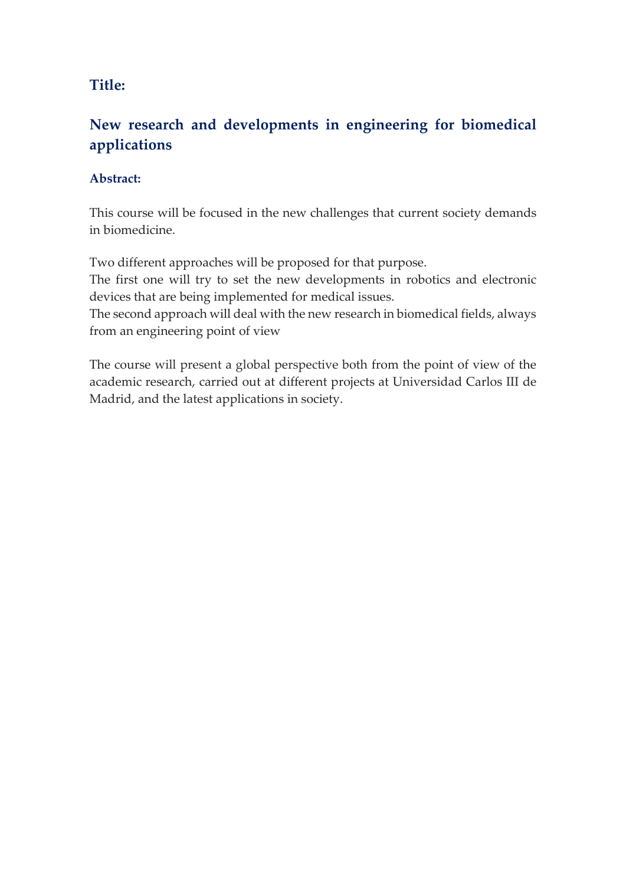## Title:

## New research and developments in engineering for biomedical applications

### Abstract:

This course will be focused in the new challenges that current society demands in biomedicine.

Two different approaches will be proposed for that purpose.
The first one will try to set the new developments in robotics and electronic devices that are being implemented for medical issues.
The second approach will deal with the new research in biomedical fields, always from an engineering point of view

The course will present a global perspective both from the point of view of the academic research, carried out at different projects at Universidad Carlos III de Madrid, and the latest applications in society.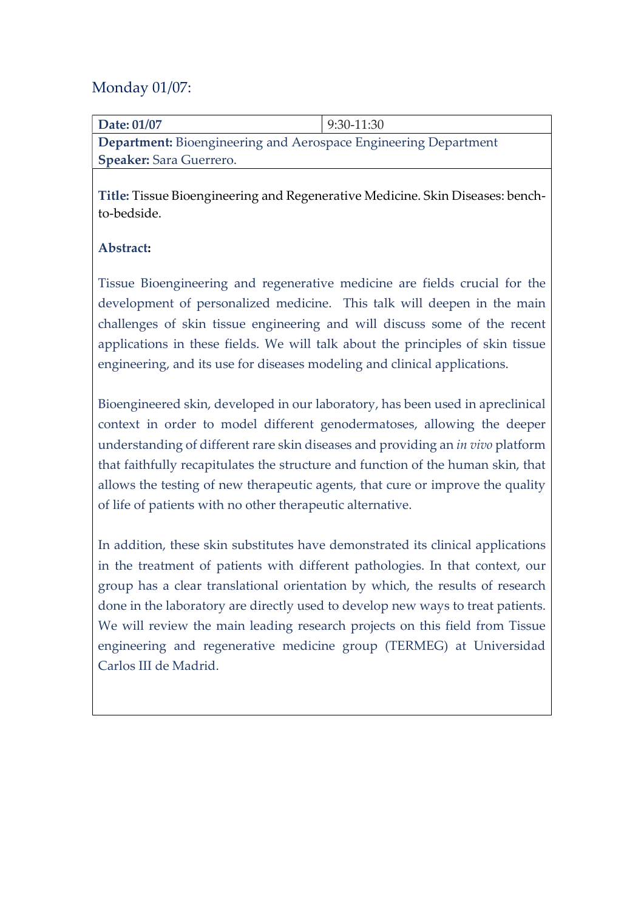Monday 01/07:

| **Date: 01/07** | 9:30-11:30 |
|---|---|
| **Department:** Bioengineering and Aerospace Engineering Department<br>**Speaker:** Sara Guerrero. | |

**Title:** Tissue Bioengineering and Regenerative Medicine. Skin Diseases: bench-to-bedside.

**Abstract:**

Tissue Bioengineering and regenerative medicine are fields crucial for the development of personalized medicine. This talk will deepen in the main challenges of skin tissue engineering and will discuss some of the recent applications in these fields. We will talk about the principles of skin tissue engineering, and its use for diseases modeling and clinical applications.

Bioengineered skin, developed in our laboratory, has been used in apreclinical context in order to model different genodermatoses, allowing the deeper understanding of different rare skin diseases and providing an *in vivo* platform that faithfully recapitulates the structure and function of the human skin, that allows the testing of new therapeutic agents, that cure or improve the quality of life of patients with no other therapeutic alternative.

In addition, these skin substitutes have demonstrated its clinical applications in the treatment of patients with different pathologies. In that context, our group has a clear translational orientation by which, the results of research done in the laboratory are directly used to develop new ways to treat patients. We will review the main leading research projects on this field from Tissue engineering and regenerative medicine group (TERMEG) at Universidad Carlos III de Madrid.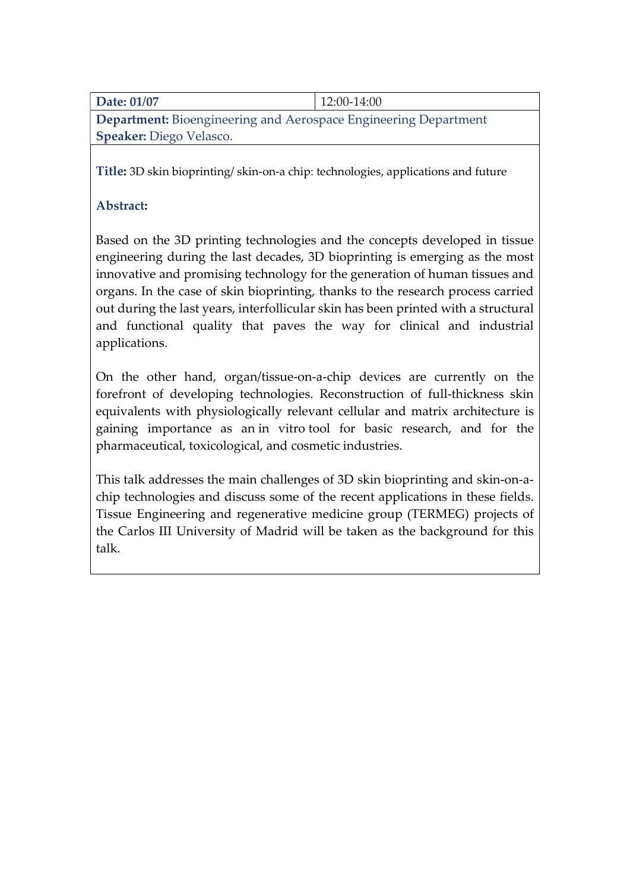| **Date: 01/07** | 12:00-14:00 |
| --- | --- |
| **Department:** Bioengineering and Aerospace Engineering Department<br>**Speaker:** Diego Velasco. | |

**Title:** 3D skin bioprinting/ skin-on-a chip: technologies, applications and future

**Abstract:**

Based on the 3D printing technologies and the concepts developed in tissue engineering during the last decades, 3D bioprinting is emerging as the most innovative and promising technology for the generation of human tissues and organs. In the case of skin bioprinting, thanks to the research process carried out during the last years, interfollicular skin has been printed with a structural and functional quality that paves the way for clinical and industrial applications.

On the other hand, organ/tissue-on-a-chip devices are currently on the forefront of developing technologies. Reconstruction of full-thickness skin equivalents with physiologically relevant cellular and matrix architecture is gaining importance as an in vitro tool for basic research, and for the pharmaceutical, toxicological, and cosmetic industries.

This talk addresses the main challenges of 3D skin bioprinting and skin-on-a-chip technologies and discuss some of the recent applications in these fields. Tissue Engineering and regenerative medicine group (TERMEG) projects of the Carlos III University of Madrid will be taken as the background for this talk.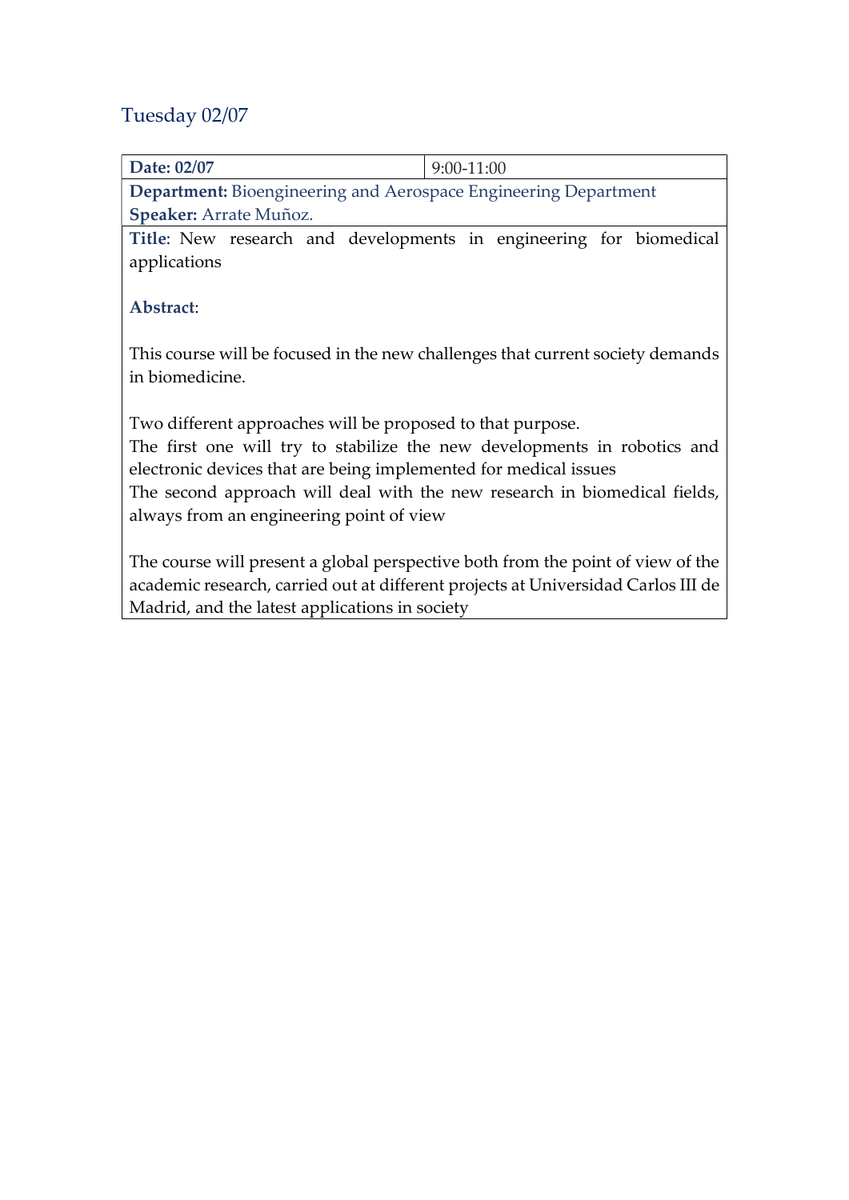## Tuesday 02/07

| **Date: 02/07** | 9:00-11:00 |
|---|---|
| **Department:** Bioengineering and Aerospace Engineering Department<br>**Speaker:** Arrate Muñoz. | |
| **Title**: New research and developments in engineering for biomedical applications<br><br>**Abstract**:<br><br>This course will be focused in the new challenges that current society demands in biomedicine.<br><br>Two different approaches will be proposed to that purpose.<br>The first one will try to stabilize the new developments in robotics and electronic devices that are being implemented for medical issues<br>The second approach will deal with the new research in biomedical fields, always from an engineering point of view<br><br>The course will present a global perspective both from the point of view of the academic research, carried out at different projects at Universidad Carlos III de Madrid, and the latest applications in society | |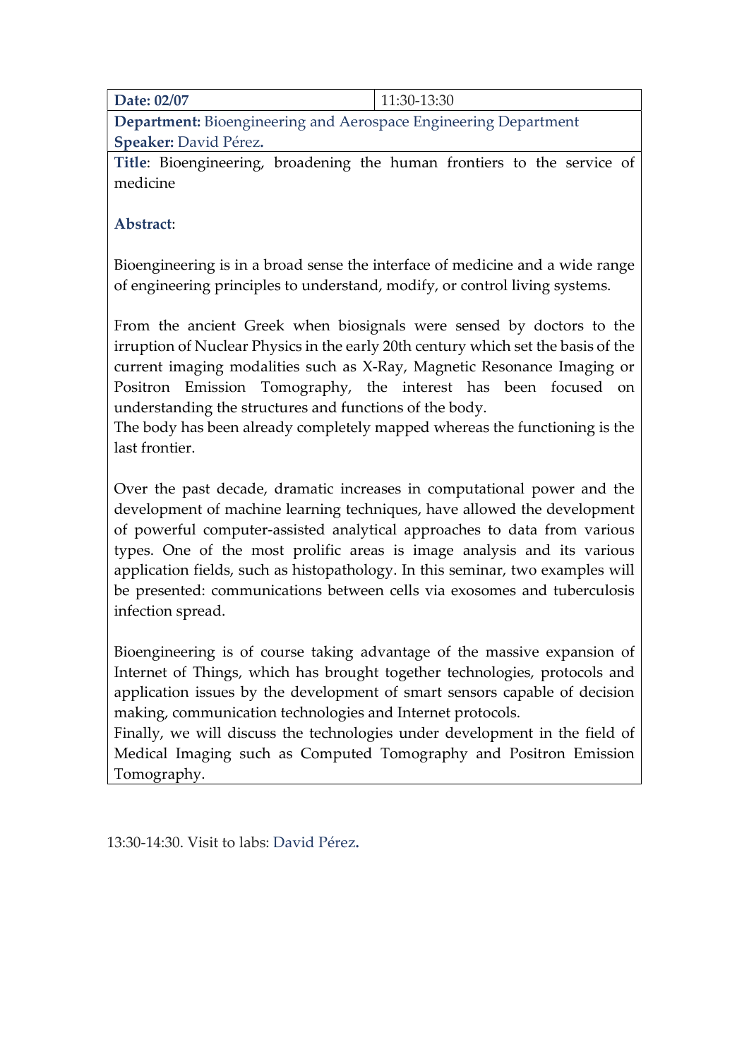| **Date: 02/07** | 11:30-13:30 |
|---|---|

**Department:** Bioengineering and Aerospace Engineering Department
**Speaker:** David Pérez**.**

**Title**: Bioengineering, broadening the human frontiers to the service of medicine

**Abstract**:

Bioengineering is in a broad sense the interface of medicine and a wide range of engineering principles to understand, modify, or control living systems.

From the ancient Greek when biosignals were sensed by doctors to the irruption of Nuclear Physics in the early 20th century which set the basis of the current imaging modalities such as X-Ray, Magnetic Resonance Imaging or Positron Emission Tomography, the interest has been focused on understanding the structures and functions of the body.
The body has been already completely mapped whereas the functioning is the last frontier.

Over the past decade, dramatic increases in computational power and the development of machine learning techniques, have allowed the development of powerful computer-assisted analytical approaches to data from various types. One of the most prolific areas is image analysis and its various application fields, such as histopathology. In this seminar, two examples will be presented: communications between cells via exosomes and tuberculosis infection spread.

Bioengineering is of course taking advantage of the massive expansion of Internet of Things, which has brought together technologies, protocols and application issues by the development of smart sensors capable of decision making, communication technologies and Internet protocols.
Finally, we will discuss the technologies under development in the field of Medical Imaging such as Computed Tomography and Positron Emission Tomography.

13:30-14:30. Visit to labs: David Pérez**.**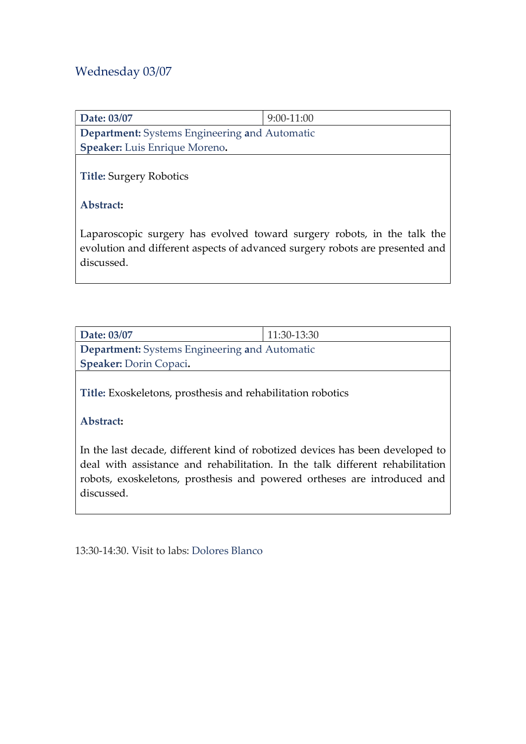## Wednesday 03/07

| **Date: 03/07** | 9:00-11:00 |
| --- | --- |
| **Department:** Systems Engineering **a**nd Automatic<br>**Speaker:** Luis Enrique Moreno**.** | |
| **Title:** Surgery Robotics<br><br>**Abstract:**<br><br>Laparoscopic surgery has evolved toward surgery robots, in the talk the evolution and different aspects of advanced surgery robots are presented and discussed. | |

| **Date: 03/07** | 11:30-13:30 |
| --- | --- |
| **Department:** Systems Engineering **a**nd Automatic<br>**Speaker:** Dorin Copaci**.** | |
| **Title:** Exoskeletons, prosthesis and rehabilitation robotics<br><br>**Abstract:**<br><br>In the last decade, different kind of robotized devices has been developed to deal with assistance and rehabilitation. In the talk different rehabilitation robots, exoskeletons, prosthesis and powered ortheses are introduced and discussed. | |

13:30-14:30. Visit to labs: Dolores Blanco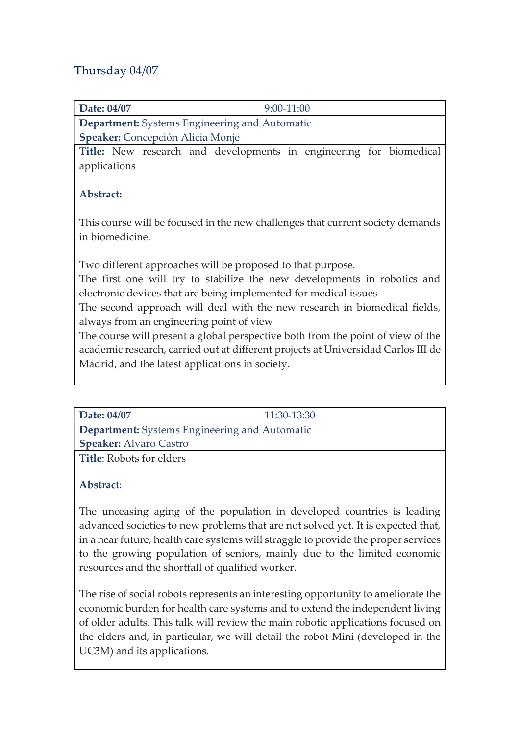## Thursday 04/07

| **Date:** 04/07 | 9:00-11:00 |
|---|---|
| **Department:** Systems Engineering and Automatic<br>**Speaker:** Concepción Alicia Monje | |

**Title:** New research and developments in engineering for biomedical applications

**Abstract:**

This course will be focused in the new challenges that current society demands in biomedicine.

Two different approaches will be proposed to that purpose.
The first one will try to stabilize the new developments in robotics and electronic devices that are being implemented for medical issues
The second approach will deal with the new research in biomedical fields, always from an engineering point of view
The course will present a global perspective both from the point of view of the academic research, carried out at different projects at Universidad Carlos III de Madrid, and the latest applications in society.

| **Date:** 04/07 | 11:30-13:30 |
|---|---|
| **Department:** Systems Engineering and Automatic<br>**Speaker:** Alvaro Castro | |

**Title**: Robots for elders

**Abstract**:

The unceasing aging of the population in developed countries is leading advanced societies to new problems that are not solved yet. It is expected that, in a near future, health care systems will straggle to provide the proper services to the growing population of seniors, mainly due to the limited economic resources and the shortfall of qualified worker.

The rise of social robots represents an interesting opportunity to ameliorate the economic burden for health care systems and to extend the independent living of older adults. This talk will review the main robotic applications focused on the elders and, in particular, we will detail the robot Mini (developed in the UC3M) and its applications.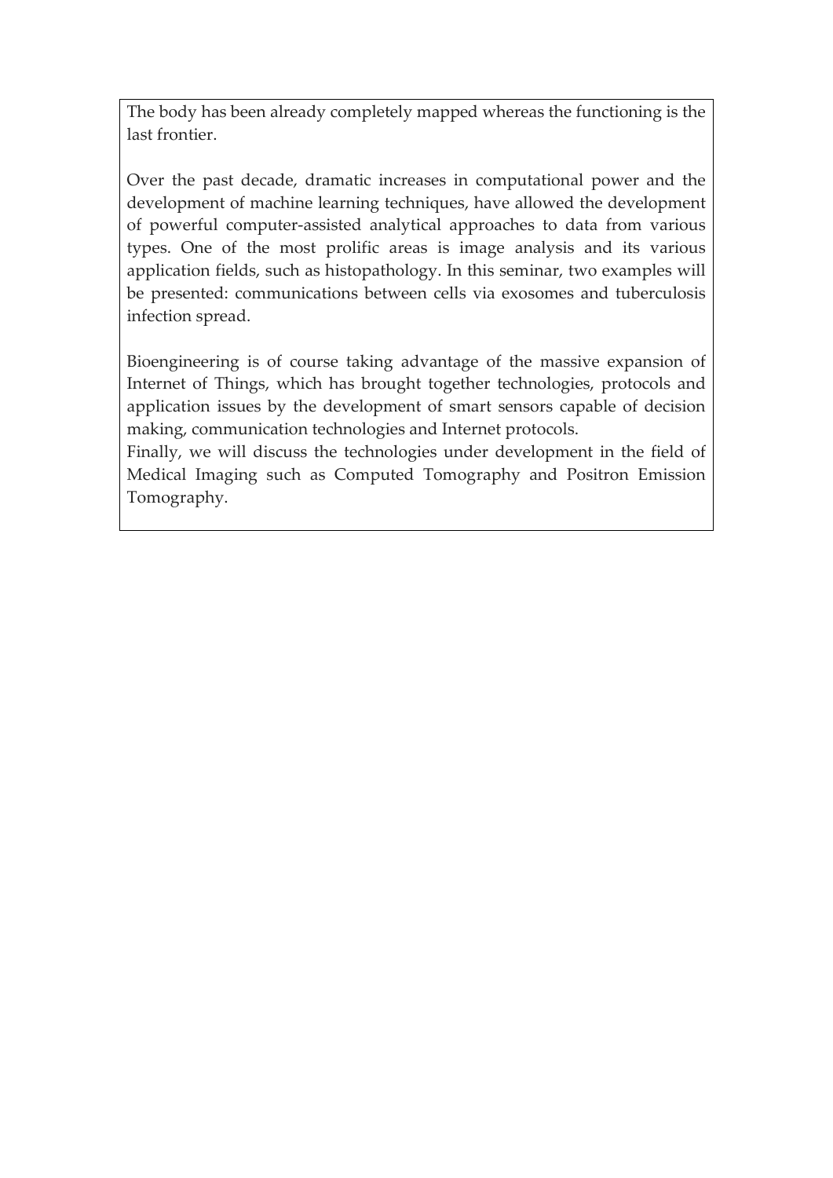The body has been already completely mapped whereas the functioning is the last frontier.

Over the past decade, dramatic increases in computational power and the development of machine learning techniques, have allowed the development of powerful computer-assisted analytical approaches to data from various types. One of the most prolific areas is image analysis and its various application fields, such as histopathology. In this seminar, two examples will be presented: communications between cells via exosomes and tuberculosis infection spread.

Bioengineering is of course taking advantage of the massive expansion of Internet of Things, which has brought together technologies, protocols and application issues by the development of smart sensors capable of decision making, communication technologies and Internet protocols.
Finally, we will discuss the technologies under development in the field of Medical Imaging such as Computed Tomography and Positron Emission Tomography.